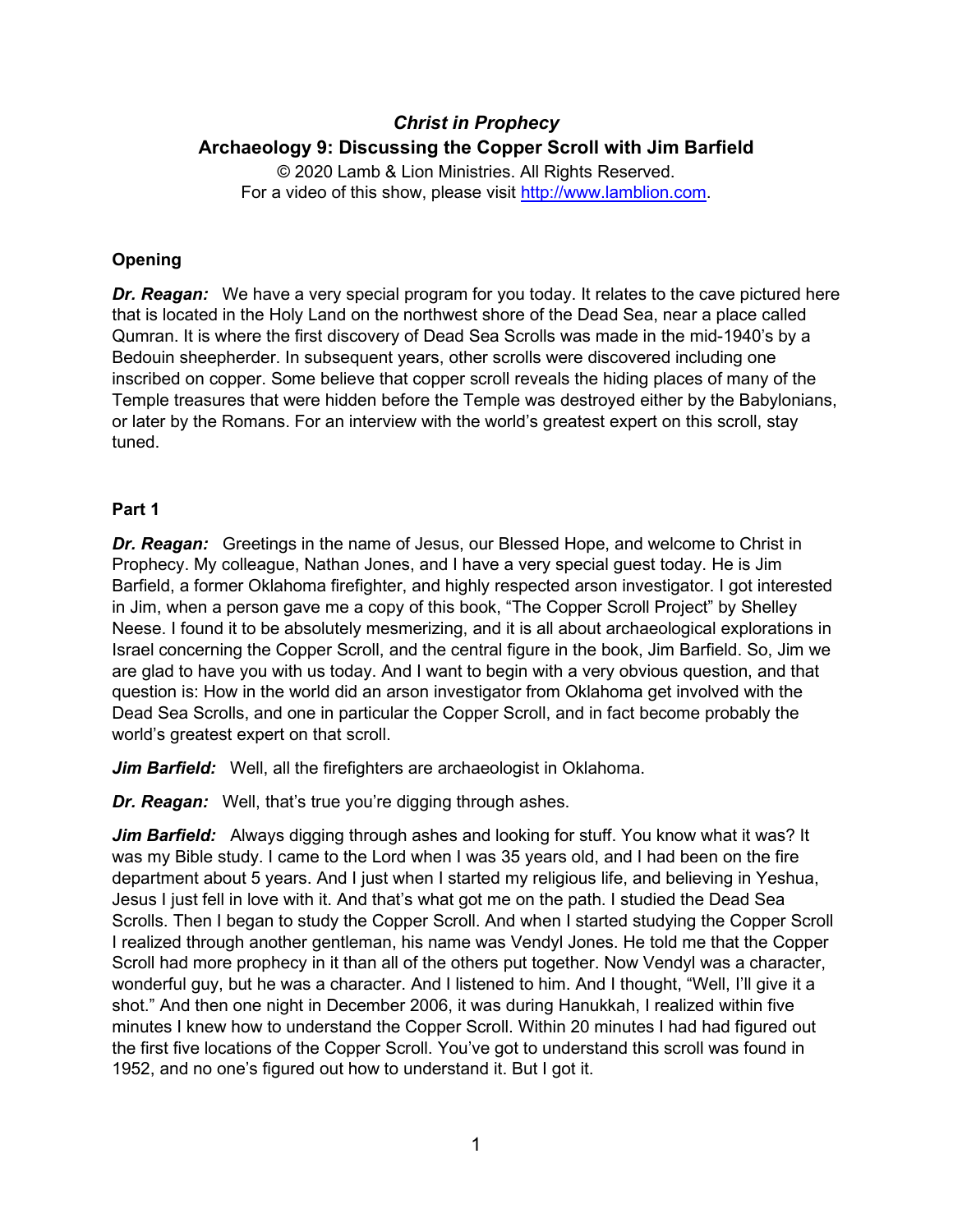# *Christ in Prophecy*

## Archaeology 9: Discussing the Copper Scroll with Jim Barfield

© 2020 Lamb & Lion Ministries. All Rights Reserved.
For a video of this show, please visit http://www.lamblion.com.

### Opening

***Dr. Reagan:*** We have a very special program for you today. It relates to the cave pictured here that is located in the Holy Land on the northwest shore of the Dead Sea, near a place called Qumran. It is where the first discovery of Dead Sea Scrolls was made in the mid-1940's by a Bedouin sheepherder. In subsequent years, other scrolls were discovered including one inscribed on copper. Some believe that copper scroll reveals the hiding places of many of the Temple treasures that were hidden before the Temple was destroyed either by the Babylonians, or later by the Romans. For an interview with the world's greatest expert on this scroll, stay tuned.

### Part 1

***Dr. Reagan:*** Greetings in the name of Jesus, our Blessed Hope, and welcome to Christ in Prophecy. My colleague, Nathan Jones, and I have a very special guest today. He is Jim Barfield, a former Oklahoma firefighter, and highly respected arson investigator. I got interested in Jim, when a person gave me a copy of this book, "The Copper Scroll Project" by Shelley Neese. I found it to be absolutely mesmerizing, and it is all about archaeological explorations in Israel concerning the Copper Scroll, and the central figure in the book, Jim Barfield. So, Jim we are glad to have you with us today. And I want to begin with a very obvious question, and that question is: How in the world did an arson investigator from Oklahoma get involved with the Dead Sea Scrolls, and one in particular the Copper Scroll, and in fact become probably the world's greatest expert on that scroll.

***Jim Barfield:*** Well, all the firefighters are archaeologist in Oklahoma.

***Dr. Reagan:*** Well, that's true you're digging through ashes.

***Jim Barfield:*** Always digging through ashes and looking for stuff. You know what it was? It was my Bible study. I came to the Lord when I was 35 years old, and I had been on the fire department about 5 years. And I just when I started my religious life, and believing in Yeshua, Jesus I just fell in love with it. And that's what got me on the path. I studied the Dead Sea Scrolls. Then I began to study the Copper Scroll. And when I started studying the Copper Scroll I realized through another gentleman, his name was Vendyl Jones. He told me that the Copper Scroll had more prophecy in it than all of the others put together. Now Vendyl was a character, wonderful guy, but he was a character. And I listened to him. And I thought, "Well, I'll give it a shot." And then one night in December 2006, it was during Hanukkah, I realized within five minutes I knew how to understand the Copper Scroll. Within 20 minutes I had had figured out the first five locations of the Copper Scroll. You've got to understand this scroll was found in 1952, and no one's figured out how to understand it. But I got it.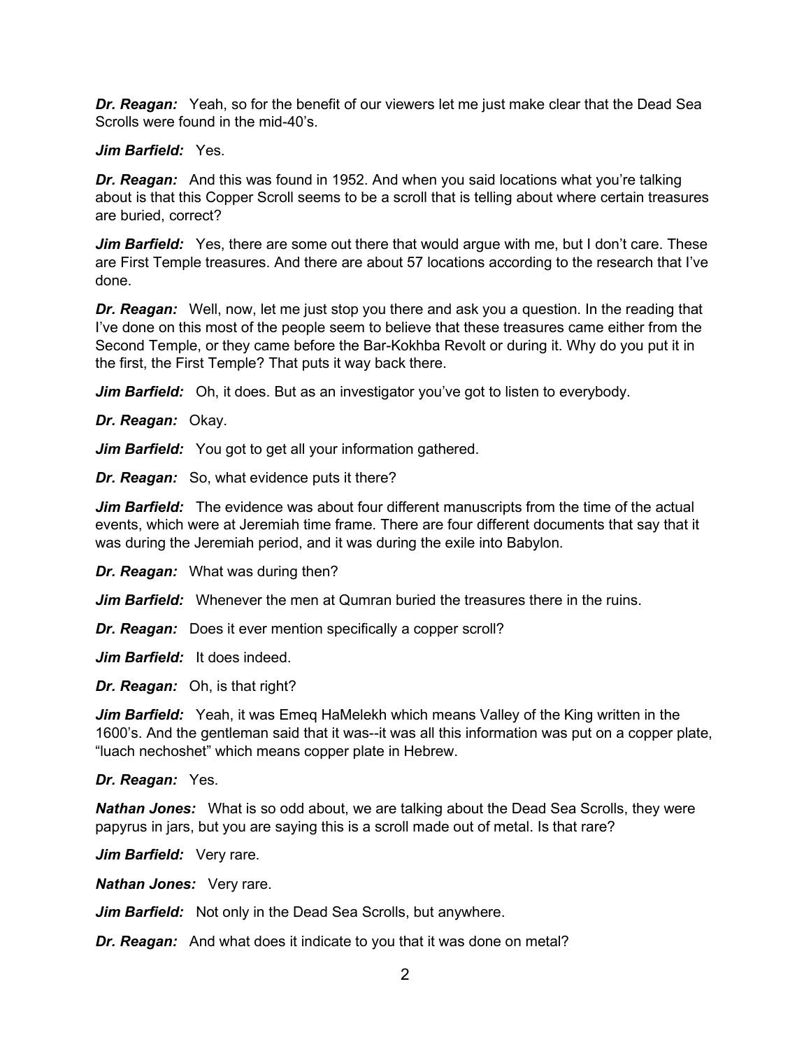***Dr. Reagan:*** Yeah, so for the benefit of our viewers let me just make clear that the Dead Sea Scrolls were found in the mid-40's.

***Jim Barfield:*** Yes.

***Dr. Reagan:*** And this was found in 1952. And when you said locations what you're talking about is that this Copper Scroll seems to be a scroll that is telling about where certain treasures are buried, correct?

***Jim Barfield:*** Yes, there are some out there that would argue with me, but I don't care. These are First Temple treasures. And there are about 57 locations according to the research that I've done.

***Dr. Reagan:*** Well, now, let me just stop you there and ask you a question. In the reading that I've done on this most of the people seem to believe that these treasures came either from the Second Temple, or they came before the Bar-Kokhba Revolt or during it. Why do you put it in the first, the First Temple? That puts it way back there.

***Jim Barfield:*** Oh, it does. But as an investigator you've got to listen to everybody.

***Dr. Reagan:*** Okay.

***Jim Barfield:*** You got to get all your information gathered.

***Dr. Reagan:*** So, what evidence puts it there?

***Jim Barfield:*** The evidence was about four different manuscripts from the time of the actual events, which were at Jeremiah time frame. There are four different documents that say that it was during the Jeremiah period, and it was during the exile into Babylon.

***Dr. Reagan:*** What was during then?

***Jim Barfield:*** Whenever the men at Qumran buried the treasures there in the ruins.

***Dr. Reagan:*** Does it ever mention specifically a copper scroll?

***Jim Barfield:*** It does indeed.

***Dr. Reagan:*** Oh, is that right?

***Jim Barfield:*** Yeah, it was Emeq HaMelekh which means Valley of the King written in the 1600's. And the gentleman said that it was--it was all this information was put on a copper plate, "luach nechoshet" which means copper plate in Hebrew.

***Dr. Reagan:*** Yes.

***Nathan Jones:*** What is so odd about, we are talking about the Dead Sea Scrolls, they were papyrus in jars, but you are saying this is a scroll made out of metal. Is that rare?

***Jim Barfield:*** Very rare.

***Nathan Jones:*** Very rare.

***Jim Barfield:*** Not only in the Dead Sea Scrolls, but anywhere.

***Dr. Reagan:*** And what does it indicate to you that it was done on metal?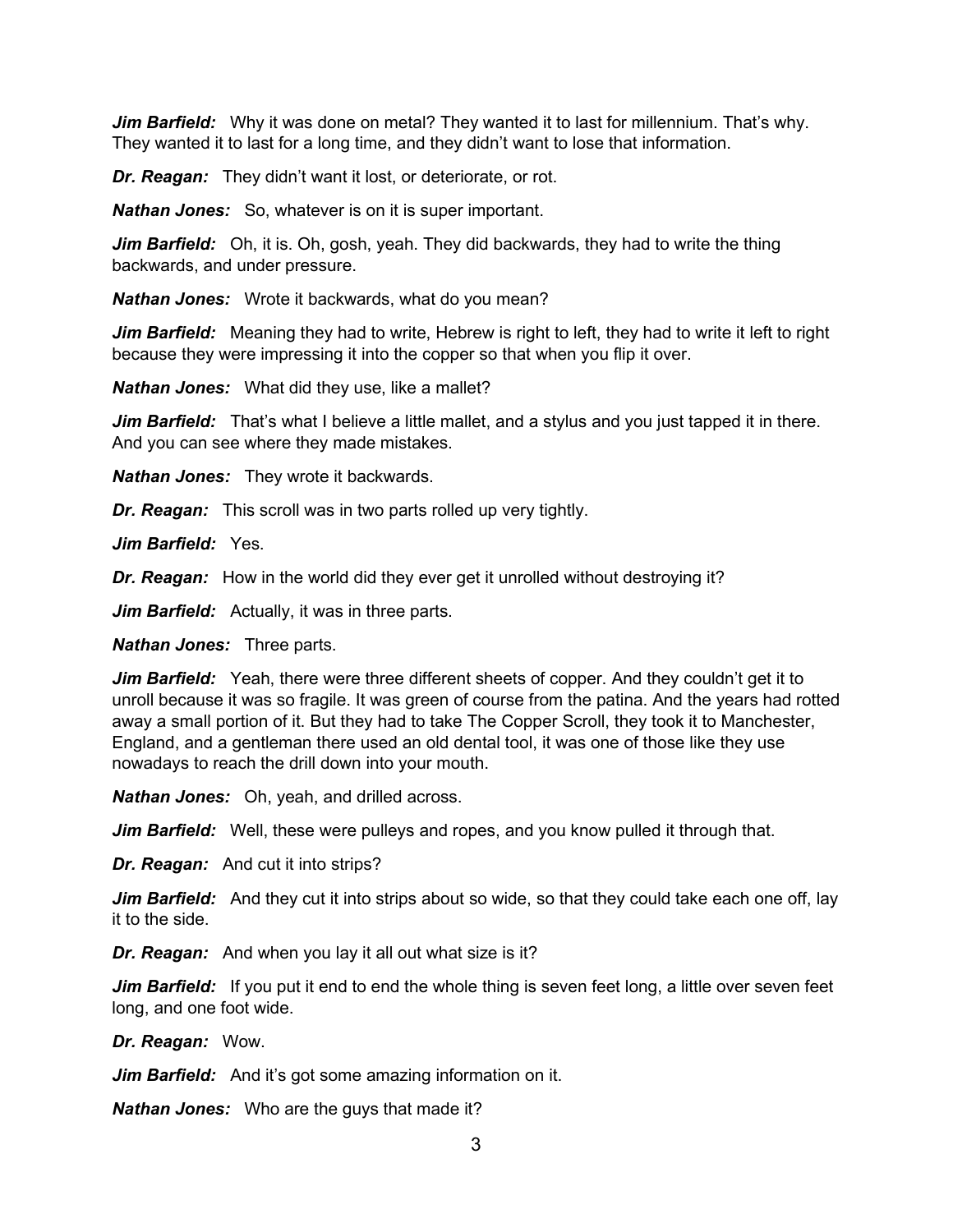***Jim Barfield:*** Why it was done on metal? They wanted it to last for millennium. That's why. They wanted it to last for a long time, and they didn't want to lose that information.

***Dr. Reagan:*** They didn't want it lost, or deteriorate, or rot.

***Nathan Jones:*** So, whatever is on it is super important.

***Jim Barfield:*** Oh, it is. Oh, gosh, yeah. They did backwards, they had to write the thing backwards, and under pressure.

***Nathan Jones:*** Wrote it backwards, what do you mean?

***Jim Barfield:*** Meaning they had to write, Hebrew is right to left, they had to write it left to right because they were impressing it into the copper so that when you flip it over.

***Nathan Jones:*** What did they use, like a mallet?

***Jim Barfield:*** That's what I believe a little mallet, and a stylus and you just tapped it in there. And you can see where they made mistakes.

***Nathan Jones:*** They wrote it backwards.

***Dr. Reagan:*** This scroll was in two parts rolled up very tightly.

***Jim Barfield:*** Yes.

***Dr. Reagan:*** How in the world did they ever get it unrolled without destroying it?

***Jim Barfield:*** Actually, it was in three parts.

***Nathan Jones:*** Three parts.

***Jim Barfield:*** Yeah, there were three different sheets of copper. And they couldn't get it to unroll because it was so fragile. It was green of course from the patina. And the years had rotted away a small portion of it. But they had to take The Copper Scroll, they took it to Manchester, England, and a gentleman there used an old dental tool, it was one of those like they use nowadays to reach the drill down into your mouth.

***Nathan Jones:*** Oh, yeah, and drilled across.

***Jim Barfield:*** Well, these were pulleys and ropes, and you know pulled it through that.

***Dr. Reagan:*** And cut it into strips?

***Jim Barfield:*** And they cut it into strips about so wide, so that they could take each one off, lay it to the side.

***Dr. Reagan:*** And when you lay it all out what size is it?

***Jim Barfield:*** If you put it end to end the whole thing is seven feet long, a little over seven feet long, and one foot wide.

***Dr. Reagan:*** Wow.

***Jim Barfield:*** And it's got some amazing information on it.

***Nathan Jones:*** Who are the guys that made it?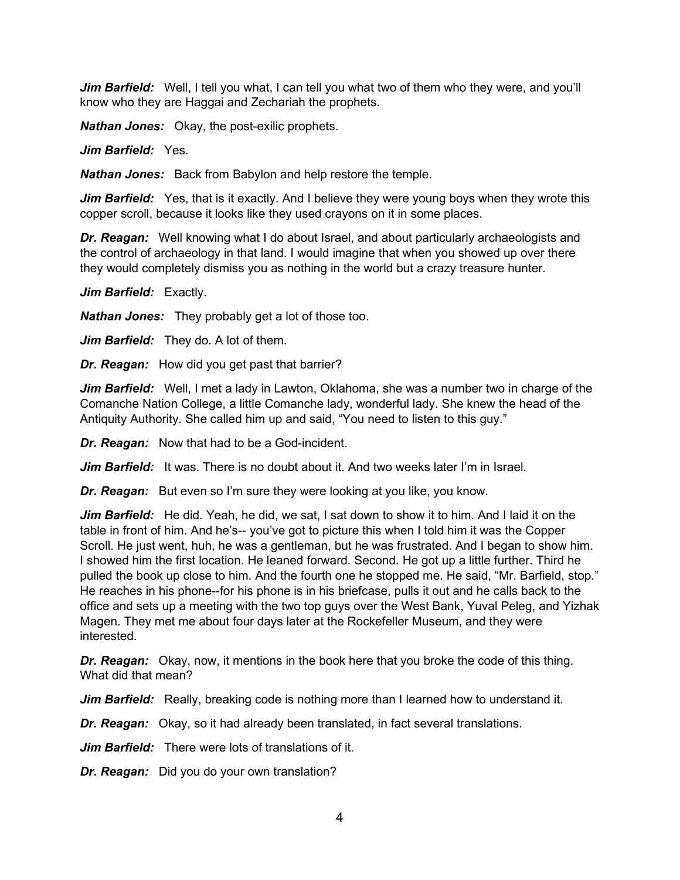***Jim Barfield:*** Well, I tell you what, I can tell you what two of them who they were, and you'll know who they are Haggai and Zechariah the prophets.

***Nathan Jones:*** Okay, the post-exilic prophets.

***Jim Barfield:*** Yes.

***Nathan Jones:*** Back from Babylon and help restore the temple.

***Jim Barfield:*** Yes, that is it exactly. And I believe they were young boys when they wrote this copper scroll, because it looks like they used crayons on it in some places.

***Dr. Reagan:*** Well knowing what I do about Israel, and about particularly archaeologists and the control of archaeology in that land. I would imagine that when you showed up over there they would completely dismiss you as nothing in the world but a crazy treasure hunter.

***Jim Barfield:*** Exactly.

***Nathan Jones:*** They probably get a lot of those too.

***Jim Barfield:*** They do. A lot of them.

***Dr. Reagan:*** How did you get past that barrier?

***Jim Barfield:*** Well, I met a lady in Lawton, Oklahoma, she was a number two in charge of the Comanche Nation College, a little Comanche lady, wonderful lady. She knew the head of the Antiquity Authority. She called him up and said, "You need to listen to this guy."

***Dr. Reagan:*** Now that had to be a God-incident.

***Jim Barfield:*** It was. There is no doubt about it. And two weeks later I'm in Israel.

***Dr. Reagan:*** But even so I'm sure they were looking at you like, you know.

***Jim Barfield:*** He did. Yeah, he did, we sat, I sat down to show it to him. And I laid it on the table in front of him. And he's-- you've got to picture this when I told him it was the Copper Scroll. He just went, huh, he was a gentleman, but he was frustrated. And I began to show him. I showed him the first location. He leaned forward. Second. He got up a little further. Third he pulled the book up close to him. And the fourth one he stopped me. He said, "Mr. Barfield, stop." He reaches in his phone--for his phone is in his briefcase, pulls it out and he calls back to the office and sets up a meeting with the two top guys over the West Bank, Yuval Peleg, and Yizhak Magen. They met me about four days later at the Rockefeller Museum, and they were interested.

***Dr. Reagan:*** Okay, now, it mentions in the book here that you broke the code of this thing. What did that mean?

***Jim Barfield:*** Really, breaking code is nothing more than I learned how to understand it.

***Dr. Reagan:*** Okay, so it had already been translated, in fact several translations.

***Jim Barfield:*** There were lots of translations of it.

***Dr. Reagan:*** Did you do your own translation?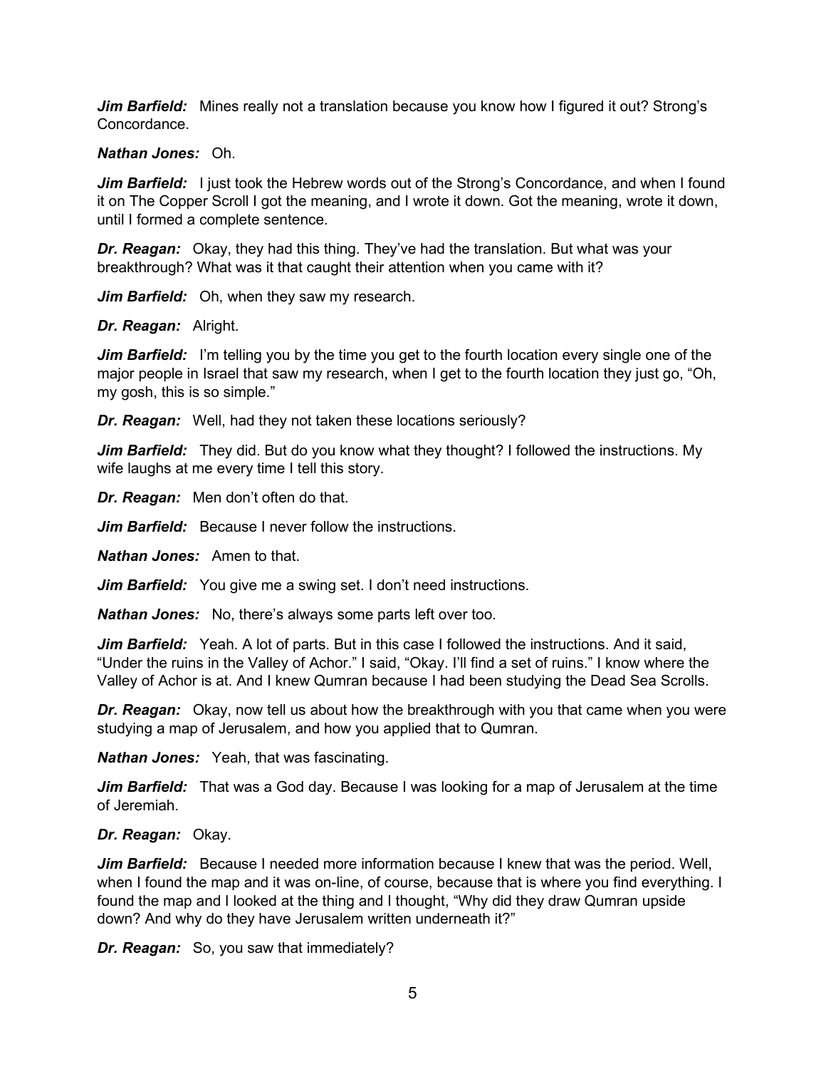***Jim Barfield:*** Mines really not a translation because you know how I figured it out? Strong's Concordance.

***Nathan Jones:*** Oh.

***Jim Barfield:*** I just took the Hebrew words out of the Strong's Concordance, and when I found it on The Copper Scroll I got the meaning, and I wrote it down. Got the meaning, wrote it down, until I formed a complete sentence.

***Dr. Reagan:*** Okay, they had this thing. They've had the translation. But what was your breakthrough? What was it that caught their attention when you came with it?

***Jim Barfield:*** Oh, when they saw my research.

***Dr. Reagan:*** Alright.

***Jim Barfield:*** I'm telling you by the time you get to the fourth location every single one of the major people in Israel that saw my research, when I get to the fourth location they just go, "Oh, my gosh, this is so simple."

***Dr. Reagan:*** Well, had they not taken these locations seriously?

***Jim Barfield:*** They did. But do you know what they thought? I followed the instructions. My wife laughs at me every time I tell this story.

***Dr. Reagan:*** Men don't often do that.

***Jim Barfield:*** Because I never follow the instructions.

***Nathan Jones:*** Amen to that.

***Jim Barfield:*** You give me a swing set. I don't need instructions.

***Nathan Jones:*** No, there's always some parts left over too.

***Jim Barfield:*** Yeah. A lot of parts. But in this case I followed the instructions. And it said, "Under the ruins in the Valley of Achor." I said, "Okay. I'll find a set of ruins." I know where the Valley of Achor is at. And I knew Qumran because I had been studying the Dead Sea Scrolls.

***Dr. Reagan:*** Okay, now tell us about how the breakthrough with you that came when you were studying a map of Jerusalem, and how you applied that to Qumran.

***Nathan Jones:*** Yeah, that was fascinating.

***Jim Barfield:*** That was a God day. Because I was looking for a map of Jerusalem at the time of Jeremiah.

***Dr. Reagan:*** Okay.

***Jim Barfield:*** Because I needed more information because I knew that was the period. Well, when I found the map and it was on-line, of course, because that is where you find everything. I found the map and I looked at the thing and I thought, "Why did they draw Qumran upside down? And why do they have Jerusalem written underneath it?"

***Dr. Reagan:*** So, you saw that immediately?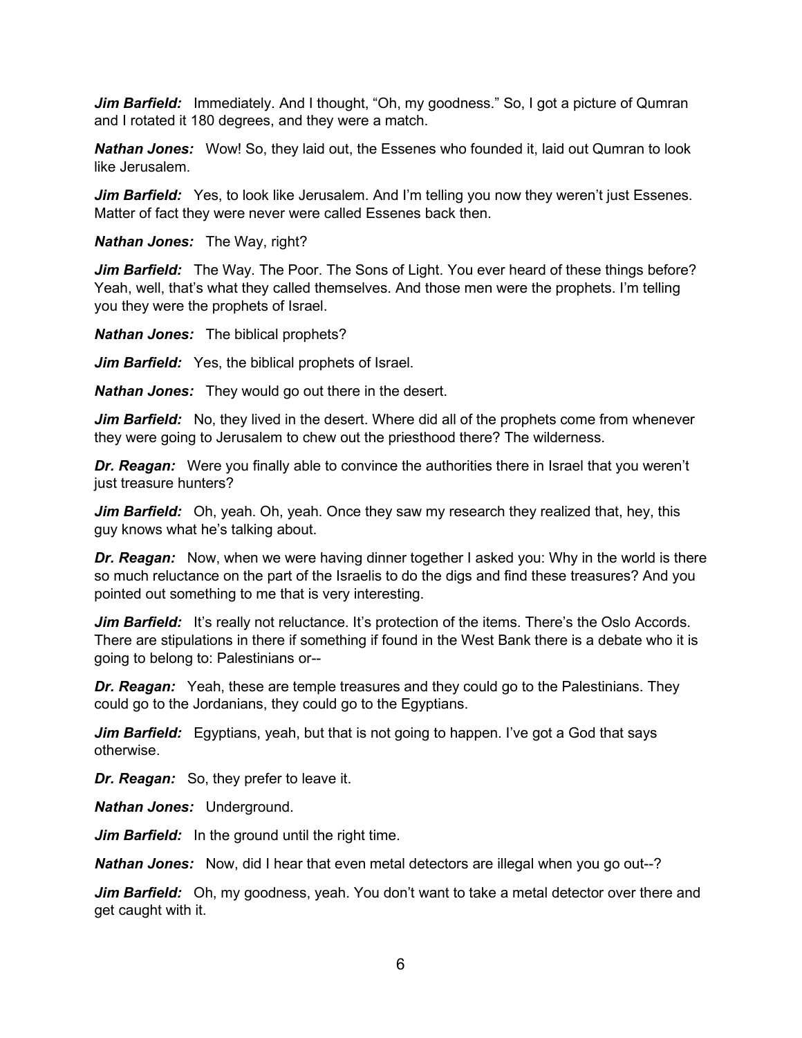***Jim Barfield:*** Immediately. And I thought, "Oh, my goodness." So, I got a picture of Qumran and I rotated it 180 degrees, and they were a match.

***Nathan Jones:*** Wow! So, they laid out, the Essenes who founded it, laid out Qumran to look like Jerusalem.

***Jim Barfield:*** Yes, to look like Jerusalem. And I'm telling you now they weren't just Essenes. Matter of fact they were never were called Essenes back then.

***Nathan Jones:*** The Way, right?

***Jim Barfield:*** The Way. The Poor. The Sons of Light. You ever heard of these things before? Yeah, well, that's what they called themselves. And those men were the prophets. I'm telling you they were the prophets of Israel.

***Nathan Jones:*** The biblical prophets?

***Jim Barfield:*** Yes, the biblical prophets of Israel.

***Nathan Jones:*** They would go out there in the desert.

***Jim Barfield:*** No, they lived in the desert. Where did all of the prophets come from whenever they were going to Jerusalem to chew out the priesthood there? The wilderness.

***Dr. Reagan:*** Were you finally able to convince the authorities there in Israel that you weren't just treasure hunters?

***Jim Barfield:*** Oh, yeah. Oh, yeah. Once they saw my research they realized that, hey, this guy knows what he's talking about.

***Dr. Reagan:*** Now, when we were having dinner together I asked you: Why in the world is there so much reluctance on the part of the Israelis to do the digs and find these treasures? And you pointed out something to me that is very interesting.

***Jim Barfield:*** It's really not reluctance. It's protection of the items. There's the Oslo Accords. There are stipulations in there if something if found in the West Bank there is a debate who it is going to belong to: Palestinians or--

***Dr. Reagan:*** Yeah, these are temple treasures and they could go to the Palestinians. They could go to the Jordanians, they could go to the Egyptians.

***Jim Barfield:*** Egyptians, yeah, but that is not going to happen. I've got a God that says otherwise.

***Dr. Reagan:*** So, they prefer to leave it.

***Nathan Jones:*** Underground.

***Jim Barfield:*** In the ground until the right time.

***Nathan Jones:*** Now, did I hear that even metal detectors are illegal when you go out--?

***Jim Barfield:*** Oh, my goodness, yeah. You don't want to take a metal detector over there and get caught with it.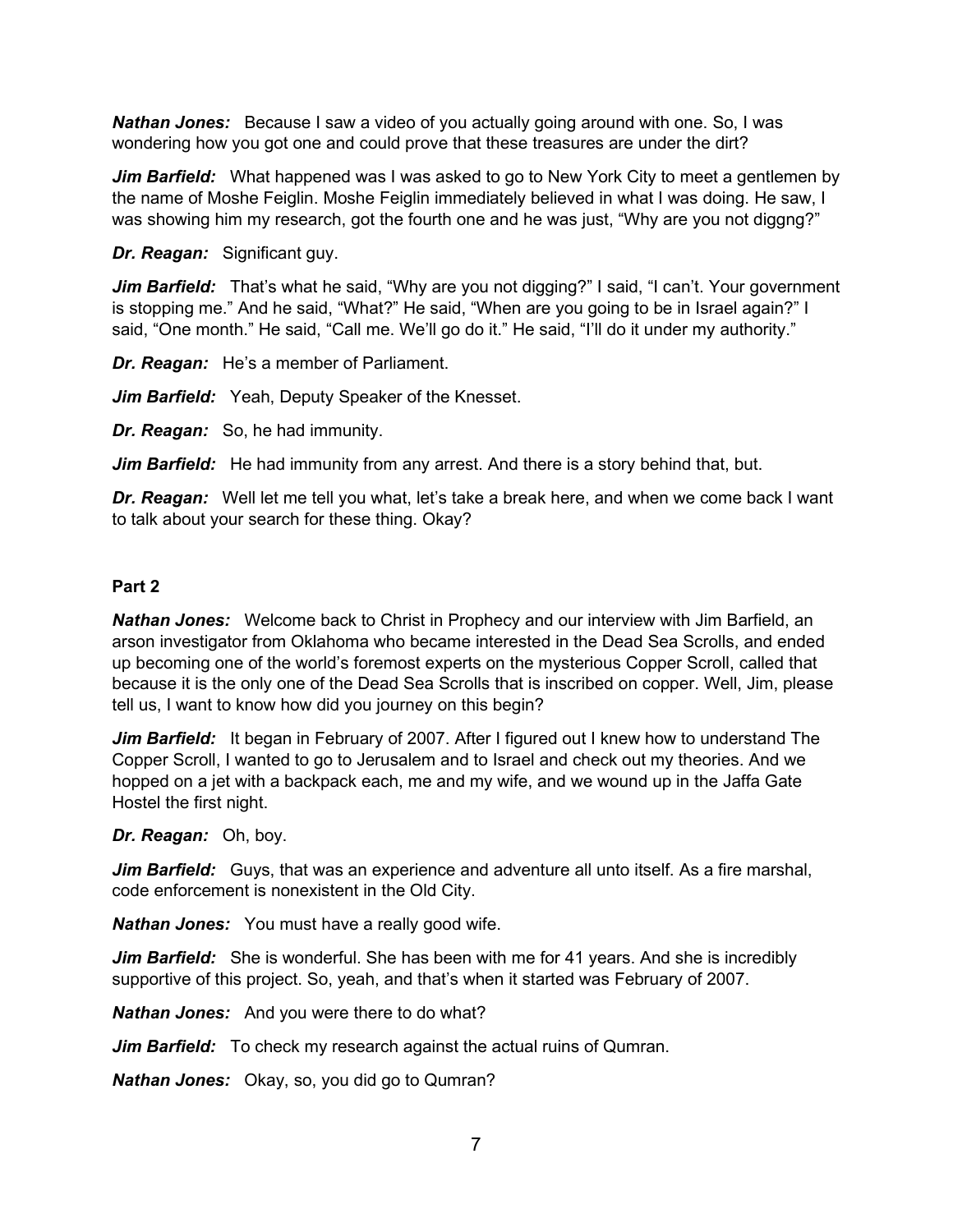***Nathan Jones:*** Because I saw a video of you actually going around with one. So, I was wondering how you got one and could prove that these treasures are under the dirt?

***Jim Barfield:*** What happened was I was asked to go to New York City to meet a gentlemen by the name of Moshe Feiglin. Moshe Feiglin immediately believed in what I was doing. He saw, I was showing him my research, got the fourth one and he was just, "Why are you not diggng?"

***Dr. Reagan:*** Significant guy.

***Jim Barfield:*** That's what he said, "Why are you not digging?" I said, "I can't. Your government is stopping me." And he said, "What?" He said, "When are you going to be in Israel again?" I said, "One month." He said, "Call me. We'll go do it." He said, "I'll do it under my authority."

***Dr. Reagan:*** He's a member of Parliament.

***Jim Barfield:*** Yeah, Deputy Speaker of the Knesset.

***Dr. Reagan:*** So, he had immunity.

***Jim Barfield:*** He had immunity from any arrest. And there is a story behind that, but.

***Dr. Reagan:*** Well let me tell you what, let's take a break here, and when we come back I want to talk about your search for these thing. Okay?

**Part 2**

***Nathan Jones:*** Welcome back to Christ in Prophecy and our interview with Jim Barfield, an arson investigator from Oklahoma who became interested in the Dead Sea Scrolls, and ended up becoming one of the world's foremost experts on the mysterious Copper Scroll, called that because it is the only one of the Dead Sea Scrolls that is inscribed on copper. Well, Jim, please tell us, I want to know how did you journey on this begin?

***Jim Barfield:*** It began in February of 2007. After I figured out I knew how to understand The Copper Scroll, I wanted to go to Jerusalem and to Israel and check out my theories. And we hopped on a jet with a backpack each, me and my wife, and we wound up in the Jaffa Gate Hostel the first night.

***Dr. Reagan:*** Oh, boy.

***Jim Barfield:*** Guys, that was an experience and adventure all unto itself. As a fire marshal, code enforcement is nonexistent in the Old City.

***Nathan Jones:*** You must have a really good wife.

***Jim Barfield:*** She is wonderful. She has been with me for 41 years. And she is incredibly supportive of this project. So, yeah, and that's when it started was February of 2007.

***Nathan Jones:*** And you were there to do what?

***Jim Barfield:*** To check my research against the actual ruins of Qumran.

***Nathan Jones:*** Okay, so, you did go to Qumran?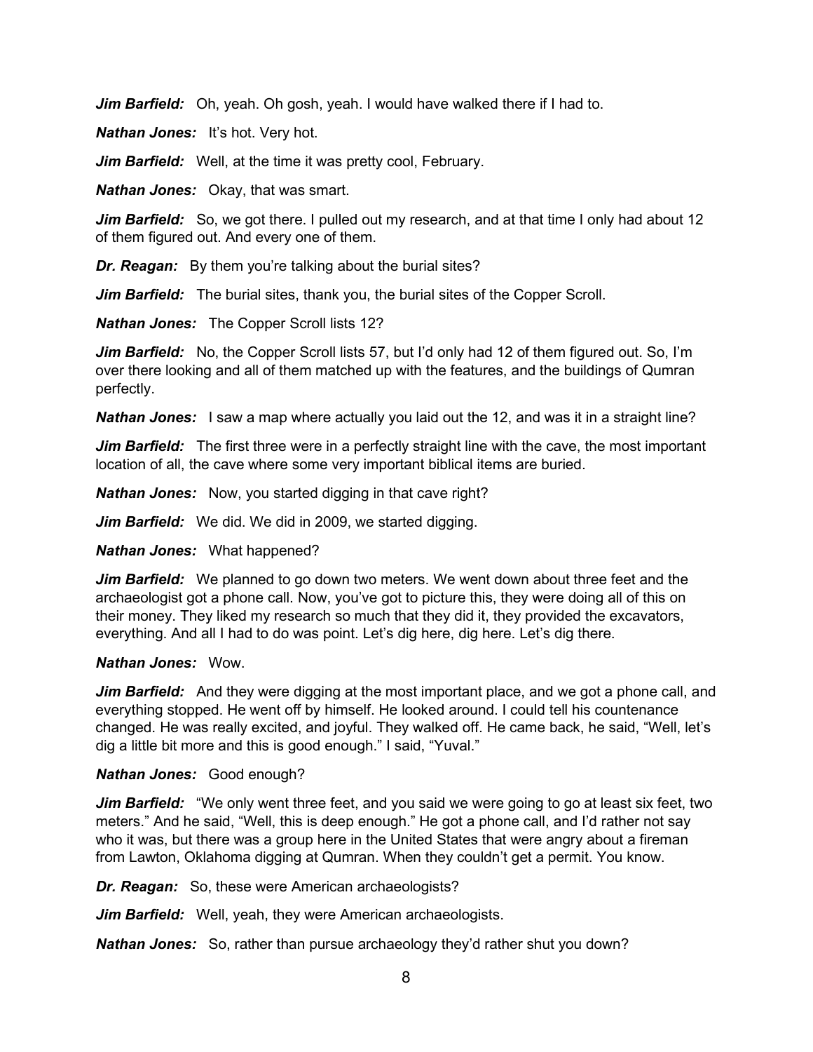***Jim Barfield:*** Oh, yeah. Oh gosh, yeah. I would have walked there if I had to.

***Nathan Jones:*** It's hot. Very hot.

***Jim Barfield:*** Well, at the time it was pretty cool, February.

***Nathan Jones:*** Okay, that was smart.

***Jim Barfield:*** So, we got there. I pulled out my research, and at that time I only had about 12 of them figured out. And every one of them.

***Dr. Reagan:*** By them you're talking about the burial sites?

***Jim Barfield:*** The burial sites, thank you, the burial sites of the Copper Scroll.

***Nathan Jones:*** The Copper Scroll lists 12?

***Jim Barfield:*** No, the Copper Scroll lists 57, but I'd only had 12 of them figured out. So, I'm over there looking and all of them matched up with the features, and the buildings of Qumran perfectly.

***Nathan Jones:*** I saw a map where actually you laid out the 12, and was it in a straight line?

***Jim Barfield:*** The first three were in a perfectly straight line with the cave, the most important location of all, the cave where some very important biblical items are buried.

***Nathan Jones:*** Now, you started digging in that cave right?

***Jim Barfield:*** We did. We did in 2009, we started digging.

***Nathan Jones:*** What happened?

***Jim Barfield:*** We planned to go down two meters. We went down about three feet and the archaeologist got a phone call. Now, you've got to picture this, they were doing all of this on their money. They liked my research so much that they did it, they provided the excavators, everything. And all I had to do was point. Let's dig here, dig here. Let's dig there.

***Nathan Jones:*** Wow.

***Jim Barfield:*** And they were digging at the most important place, and we got a phone call, and everything stopped. He went off by himself. He looked around. I could tell his countenance changed. He was really excited, and joyful. They walked off. He came back, he said, "Well, let's dig a little bit more and this is good enough." I said, "Yuval."

***Nathan Jones:*** Good enough?

***Jim Barfield:*** "We only went three feet, and you said we were going to go at least six feet, two meters." And he said, "Well, this is deep enough." He got a phone call, and I'd rather not say who it was, but there was a group here in the United States that were angry about a fireman from Lawton, Oklahoma digging at Qumran. When they couldn't get a permit. You know.

***Dr. Reagan:*** So, these were American archaeologists?

***Jim Barfield:*** Well, yeah, they were American archaeologists.

***Nathan Jones:*** So, rather than pursue archaeology they'd rather shut you down?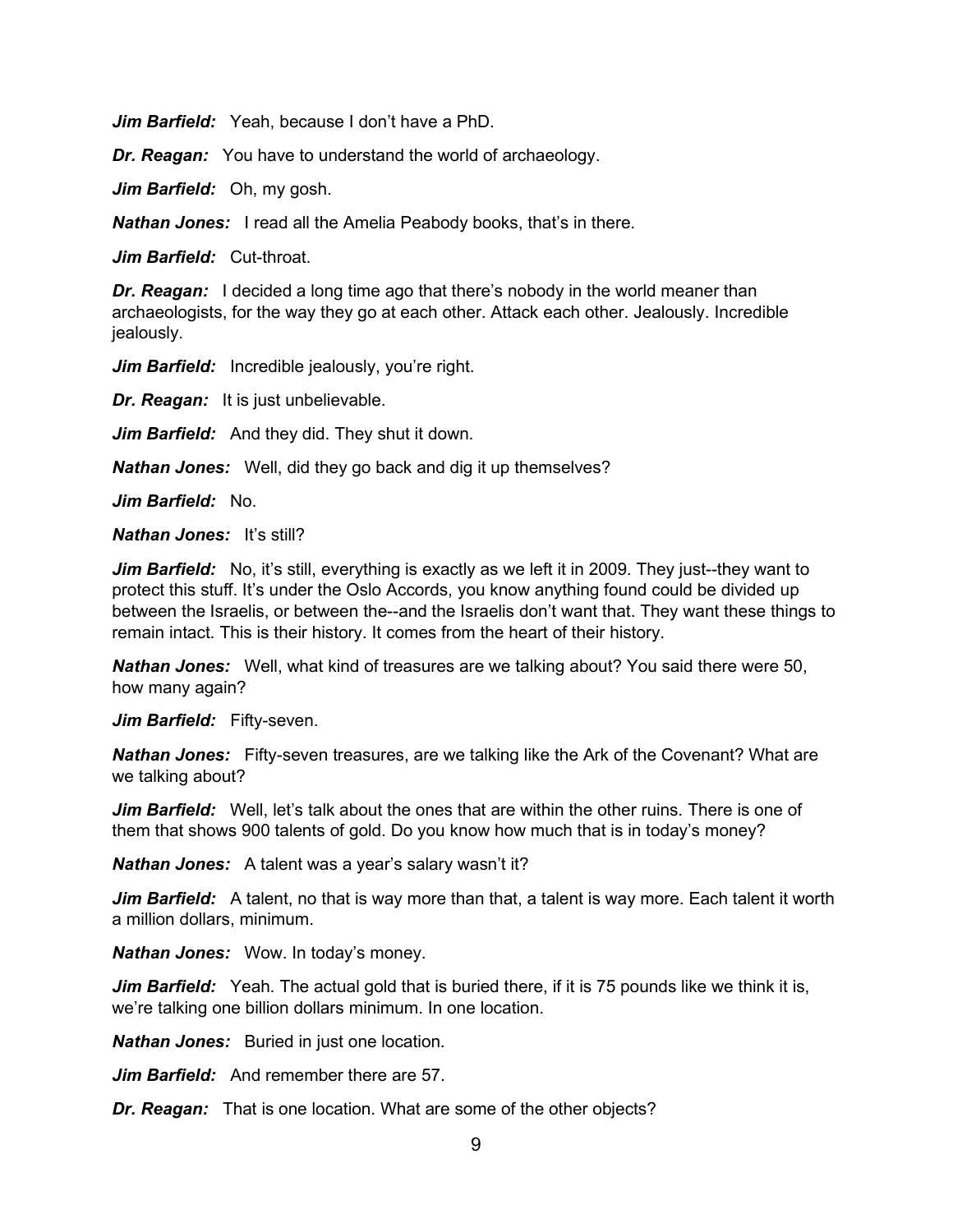***Jim Barfield:*** Yeah, because I don't have a PhD.

***Dr. Reagan:*** You have to understand the world of archaeology.

***Jim Barfield:*** Oh, my gosh.

***Nathan Jones:*** I read all the Amelia Peabody books, that's in there.

***Jim Barfield:*** Cut-throat.

***Dr. Reagan:*** I decided a long time ago that there's nobody in the world meaner than archaeologists, for the way they go at each other. Attack each other. Jealously. Incredible jealously.

***Jim Barfield:*** Incredible jealously, you're right.

***Dr. Reagan:*** It is just unbelievable.

***Jim Barfield:*** And they did. They shut it down.

***Nathan Jones:*** Well, did they go back and dig it up themselves?

***Jim Barfield:*** No.

***Nathan Jones:*** It's still?

***Jim Barfield:*** No, it's still, everything is exactly as we left it in 2009. They just--they want to protect this stuff. It's under the Oslo Accords, you know anything found could be divided up between the Israelis, or between the--and the Israelis don't want that. They want these things to remain intact. This is their history. It comes from the heart of their history.

***Nathan Jones:*** Well, what kind of treasures are we talking about? You said there were 50, how many again?

***Jim Barfield:*** Fifty-seven.

***Nathan Jones:*** Fifty-seven treasures, are we talking like the Ark of the Covenant? What are we talking about?

***Jim Barfield:*** Well, let's talk about the ones that are within the other ruins. There is one of them that shows 900 talents of gold. Do you know how much that is in today's money?

***Nathan Jones:*** A talent was a year's salary wasn't it?

***Jim Barfield:*** A talent, no that is way more than that, a talent is way more. Each talent it worth a million dollars, minimum.

***Nathan Jones:*** Wow. In today's money.

***Jim Barfield:*** Yeah. The actual gold that is buried there, if it is 75 pounds like we think it is, we're talking one billion dollars minimum. In one location.

***Nathan Jones:*** Buried in just one location.

***Jim Barfield:*** And remember there are 57.

***Dr. Reagan:*** That is one location. What are some of the other objects?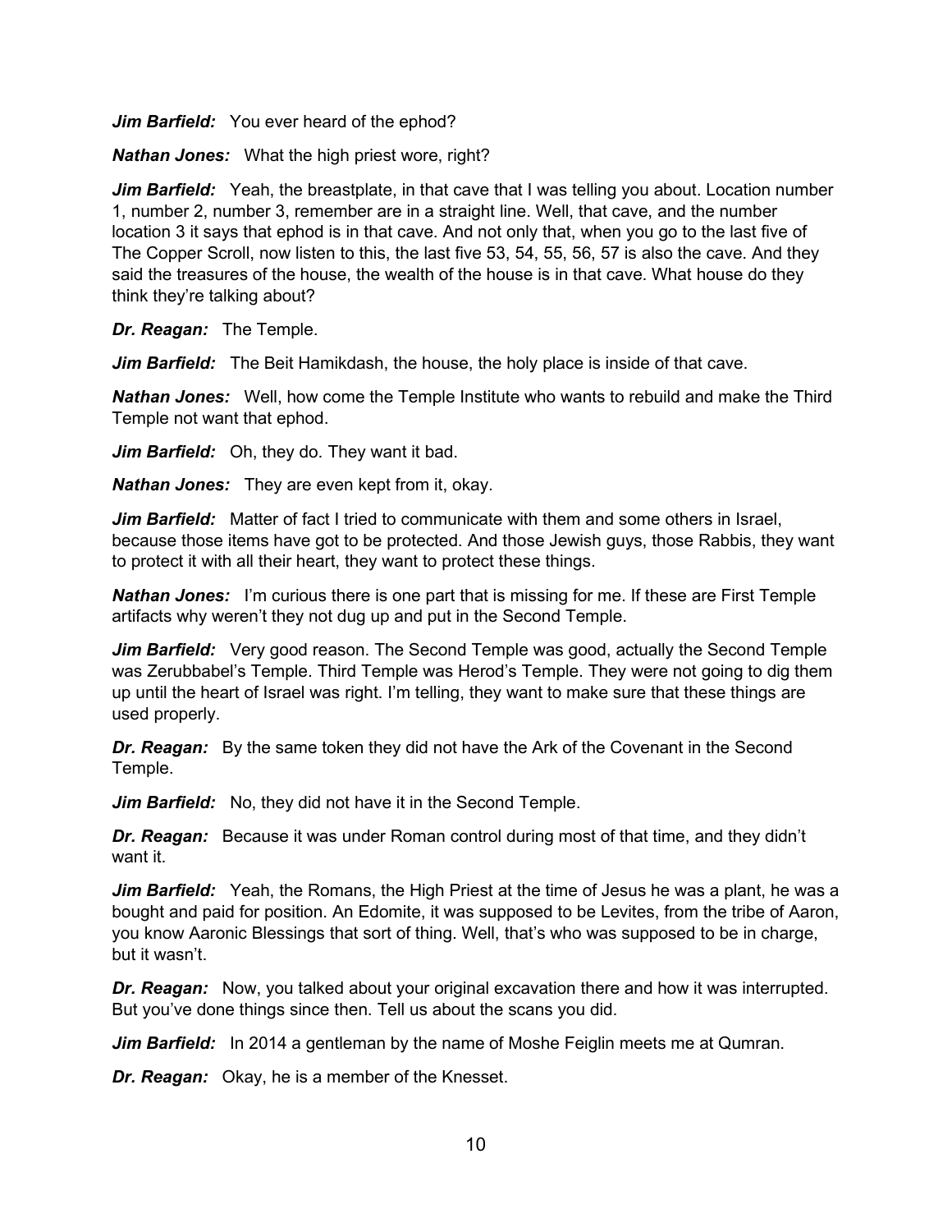***Jim Barfield:*** You ever heard of the ephod?

***Nathan Jones:*** What the high priest wore, right?

***Jim Barfield:*** Yeah, the breastplate, in that cave that I was telling you about. Location number 1, number 2, number 3, remember are in a straight line. Well, that cave, and the number location 3 it says that ephod is in that cave. And not only that, when you go to the last five of The Copper Scroll, now listen to this, the last five 53, 54, 55, 56, 57 is also the cave. And they said the treasures of the house, the wealth of the house is in that cave. What house do they think they're talking about?

***Dr. Reagan:*** The Temple.

***Jim Barfield:*** The Beit Hamikdash, the house, the holy place is inside of that cave.

***Nathan Jones:*** Well, how come the Temple Institute who wants to rebuild and make the Third Temple not want that ephod.

***Jim Barfield:*** Oh, they do. They want it bad.

***Nathan Jones:*** They are even kept from it, okay.

***Jim Barfield:*** Matter of fact I tried to communicate with them and some others in Israel, because those items have got to be protected. And those Jewish guys, those Rabbis, they want to protect it with all their heart, they want to protect these things.

***Nathan Jones:*** I'm curious there is one part that is missing for me. If these are First Temple artifacts why weren't they not dug up and put in the Second Temple.

***Jim Barfield:*** Very good reason. The Second Temple was good, actually the Second Temple was Zerubbabel's Temple. Third Temple was Herod's Temple. They were not going to dig them up until the heart of Israel was right. I'm telling, they want to make sure that these things are used properly.

***Dr. Reagan:*** By the same token they did not have the Ark of the Covenant in the Second Temple.

***Jim Barfield:*** No, they did not have it in the Second Temple.

***Dr. Reagan:*** Because it was under Roman control during most of that time, and they didn't want it.

***Jim Barfield:*** Yeah, the Romans, the High Priest at the time of Jesus he was a plant, he was a bought and paid for position. An Edomite, it was supposed to be Levites, from the tribe of Aaron, you know Aaronic Blessings that sort of thing. Well, that's who was supposed to be in charge, but it wasn't.

***Dr. Reagan:*** Now, you talked about your original excavation there and how it was interrupted. But you've done things since then. Tell us about the scans you did.

***Jim Barfield:*** In 2014 a gentleman by the name of Moshe Feiglin meets me at Qumran.

***Dr. Reagan:*** Okay, he is a member of the Knesset.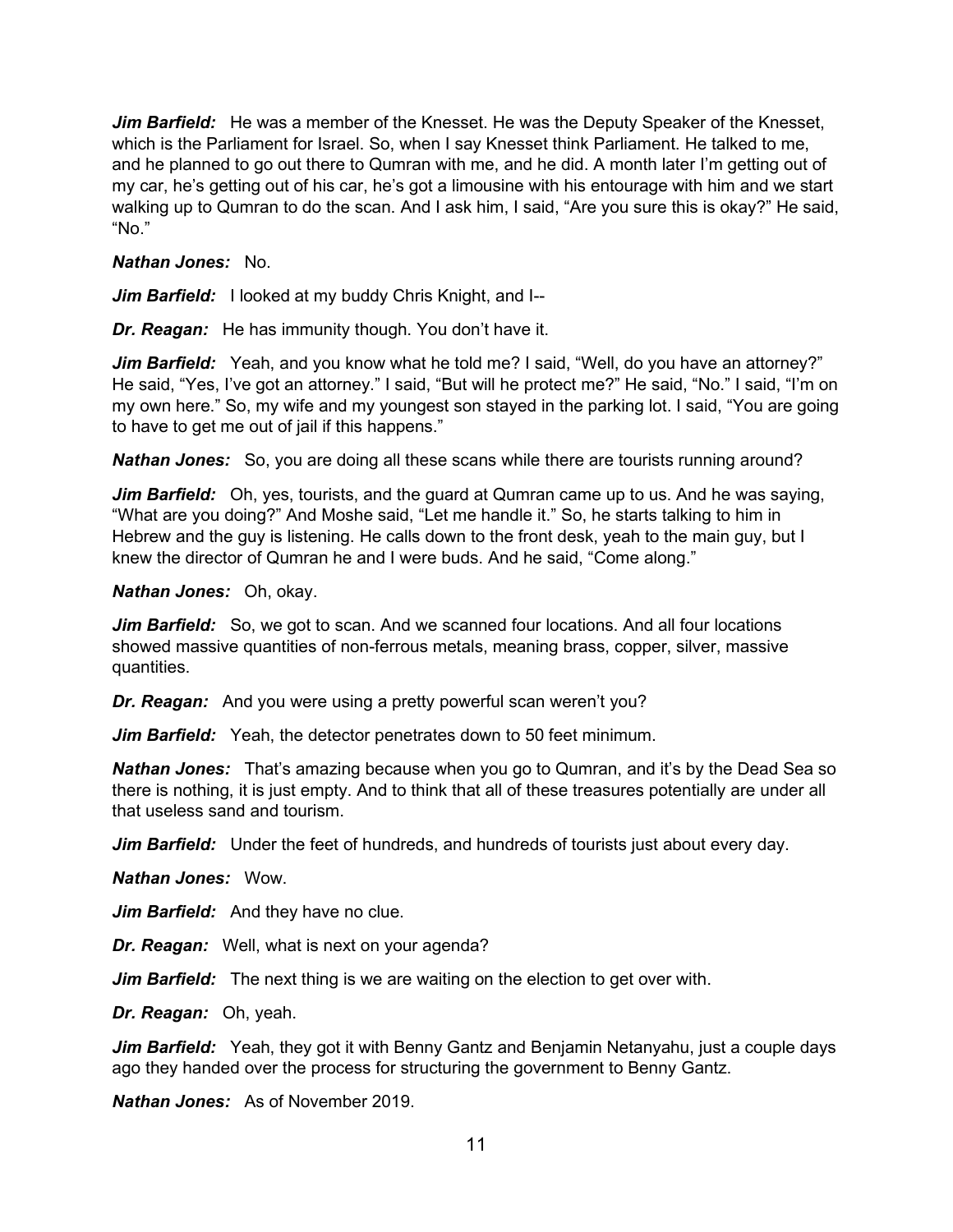***Jim Barfield:*** He was a member of the Knesset. He was the Deputy Speaker of the Knesset, which is the Parliament for Israel. So, when I say Knesset think Parliament. He talked to me, and he planned to go out there to Qumran with me, and he did. A month later I'm getting out of my car, he's getting out of his car, he's got a limousine with his entourage with him and we start walking up to Qumran to do the scan. And I ask him, I said, "Are you sure this is okay?" He said, "No."

***Nathan Jones:*** No.

***Jim Barfield:*** I looked at my buddy Chris Knight, and I--

***Dr. Reagan:*** He has immunity though. You don't have it.

***Jim Barfield:*** Yeah, and you know what he told me? I said, "Well, do you have an attorney?" He said, "Yes, I've got an attorney." I said, "But will he protect me?" He said, "No." I said, "I'm on my own here." So, my wife and my youngest son stayed in the parking lot. I said, "You are going to have to get me out of jail if this happens."

***Nathan Jones:*** So, you are doing all these scans while there are tourists running around?

***Jim Barfield:*** Oh, yes, tourists, and the guard at Qumran came up to us. And he was saying, "What are you doing?" And Moshe said, "Let me handle it." So, he starts talking to him in Hebrew and the guy is listening. He calls down to the front desk, yeah to the main guy, but I knew the director of Qumran he and I were buds. And he said, "Come along."

***Nathan Jones:*** Oh, okay.

***Jim Barfield:*** So, we got to scan. And we scanned four locations. And all four locations showed massive quantities of non-ferrous metals, meaning brass, copper, silver, massive quantities.

***Dr. Reagan:*** And you were using a pretty powerful scan weren't you?

***Jim Barfield:*** Yeah, the detector penetrates down to 50 feet minimum.

***Nathan Jones:*** That's amazing because when you go to Qumran, and it's by the Dead Sea so there is nothing, it is just empty. And to think that all of these treasures potentially are under all that useless sand and tourism.

***Jim Barfield:*** Under the feet of hundreds, and hundreds of tourists just about every day.

***Nathan Jones:*** Wow.

***Jim Barfield:*** And they have no clue.

***Dr. Reagan:*** Well, what is next on your agenda?

***Jim Barfield:*** The next thing is we are waiting on the election to get over with.

***Dr. Reagan:*** Oh, yeah.

***Jim Barfield:*** Yeah, they got it with Benny Gantz and Benjamin Netanyahu, just a couple days ago they handed over the process for structuring the government to Benny Gantz.

***Nathan Jones:*** As of November 2019.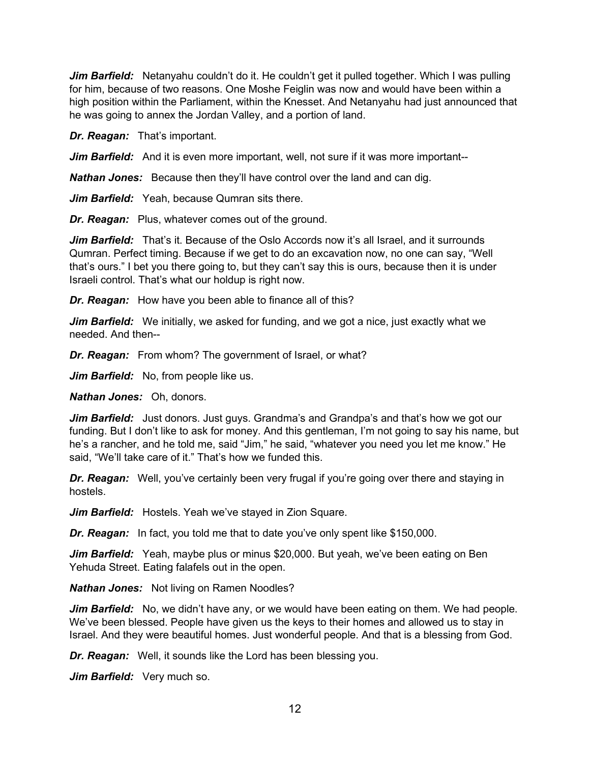***Jim Barfield:*** Netanyahu couldn't do it. He couldn't get it pulled together. Which I was pulling for him, because of two reasons. One Moshe Feiglin was now and would have been within a high position within the Parliament, within the Knesset. And Netanyahu had just announced that he was going to annex the Jordan Valley, and a portion of land.

***Dr. Reagan:*** That's important.

***Jim Barfield:*** And it is even more important, well, not sure if it was more important--

***Nathan Jones:*** Because then they'll have control over the land and can dig.

***Jim Barfield:*** Yeah, because Qumran sits there.

***Dr. Reagan:*** Plus, whatever comes out of the ground.

***Jim Barfield:*** That's it. Because of the Oslo Accords now it's all Israel, and it surrounds Qumran. Perfect timing. Because if we get to do an excavation now, no one can say, "Well that's ours." I bet you there going to, but they can't say this is ours, because then it is under Israeli control. That's what our holdup is right now.

***Dr. Reagan:*** How have you been able to finance all of this?

***Jim Barfield:*** We initially, we asked for funding, and we got a nice, just exactly what we needed. And then--

***Dr. Reagan:*** From whom? The government of Israel, or what?

***Jim Barfield:*** No, from people like us.

***Nathan Jones:*** Oh, donors.

***Jim Barfield:*** Just donors. Just guys. Grandma's and Grandpa's and that's how we got our funding. But I don't like to ask for money. And this gentleman, I'm not going to say his name, but he's a rancher, and he told me, said "Jim," he said, "whatever you need you let me know." He said, "We'll take care of it." That's how we funded this.

***Dr. Reagan:*** Well, you've certainly been very frugal if you're going over there and staying in hostels.

***Jim Barfield:*** Hostels. Yeah we've stayed in Zion Square.

***Dr. Reagan:*** In fact, you told me that to date you've only spent like $150,000.

***Jim Barfield:*** Yeah, maybe plus or minus $20,000. But yeah, we've been eating on Ben Yehuda Street. Eating falafels out in the open.

***Nathan Jones:*** Not living on Ramen Noodles?

***Jim Barfield:*** No, we didn't have any, or we would have been eating on them. We had people. We've been blessed. People have given us the keys to their homes and allowed us to stay in Israel. And they were beautiful homes. Just wonderful people. And that is a blessing from God.

***Dr. Reagan:*** Well, it sounds like the Lord has been blessing you.

***Jim Barfield:*** Very much so.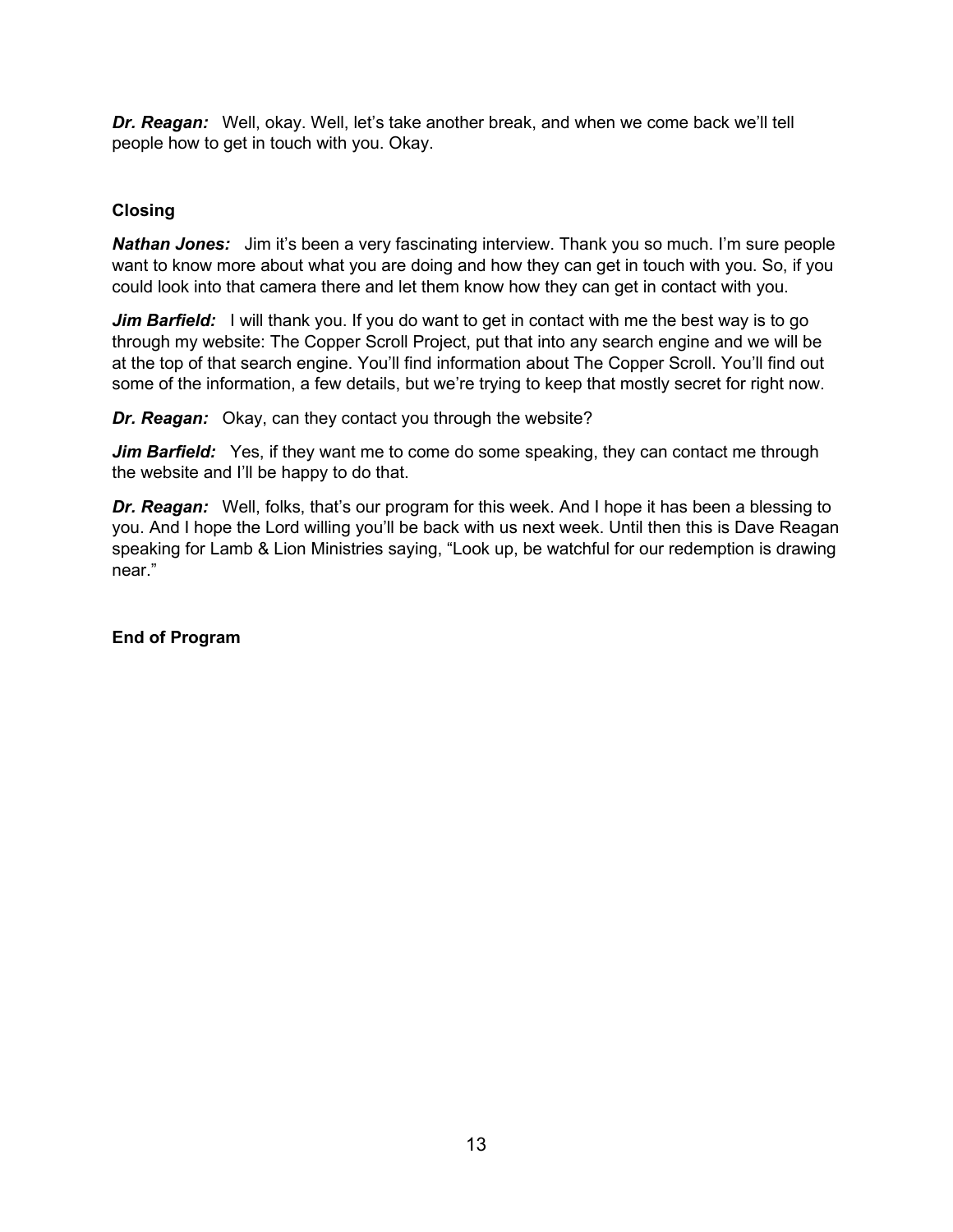***Dr. Reagan:*** Well, okay. Well, let's take another break, and when we come back we'll tell people how to get in touch with you. Okay.

**Closing**

***Nathan Jones:*** Jim it's been a very fascinating interview. Thank you so much. I'm sure people want to know more about what you are doing and how they can get in touch with you. So, if you could look into that camera there and let them know how they can get in contact with you.

***Jim Barfield:*** I will thank you. If you do want to get in contact with me the best way is to go through my website: The Copper Scroll Project, put that into any search engine and we will be at the top of that search engine. You'll find information about The Copper Scroll. You'll find out some of the information, a few details, but we're trying to keep that mostly secret for right now.

***Dr. Reagan:*** Okay, can they contact you through the website?

***Jim Barfield:*** Yes, if they want me to come do some speaking, they can contact me through the website and I'll be happy to do that.

***Dr. Reagan:*** Well, folks, that's our program for this week. And I hope it has been a blessing to you. And I hope the Lord willing you'll be back with us next week. Until then this is Dave Reagan speaking for Lamb & Lion Ministries saying, "Look up, be watchful for our redemption is drawing near."

**End of Program**